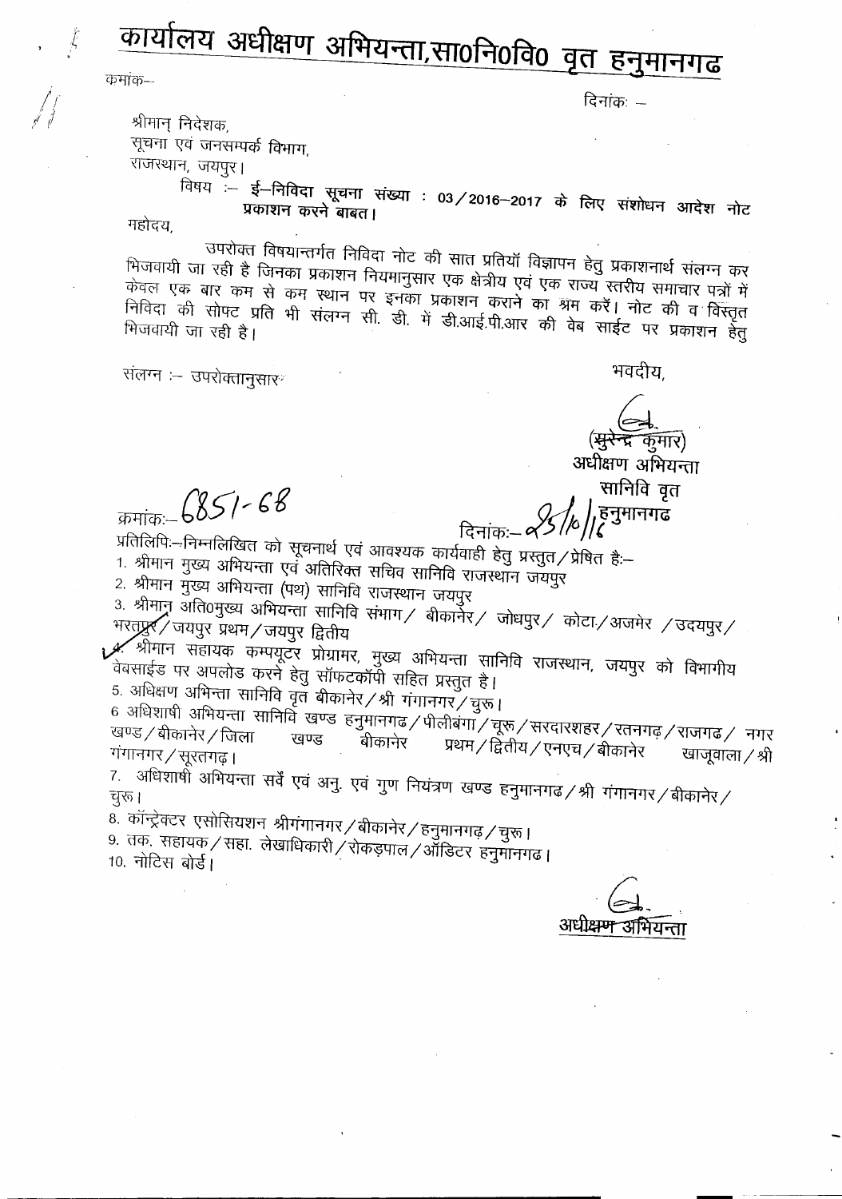# कार्यालय अधीक्षण अभियन्ता,सा0नि0वि0 वृत हनुमानगढ

कमांक—

दिनांकः —

श्रीमान् निदेशक,
सूचना एवं जनसम्पर्क विभाग,
राजस्थान, जयपुर।

विषय :— **ई–निविदा सूचना संख्या : 03/2016–2017 के लिए संशोधन आदेश नोट प्रकाशन करने बाबत।**

महोदय,

उपरोक्त विषयान्तर्गत निविदा नोट की सात प्रतियॉ विज्ञापन हेतु प्रकाशनार्थ संलग्न कर भिजवायी जा रही है जिनका प्रकाशन नियमानुसार एक क्षेत्रीय एवं एक राज्य स्तरीय समाचार पत्रों में केवल एक बार कम से कम स्थान पर इनका प्रकाशन कराने का श्रम करें। नोट की व विस्तृत निविदा की सोफ्ट प्रति भी संलग्न सी. डी. में डी.आई.पी.आर की वेब साईट पर प्रकाशन हेतु भिजवायी जा रही है।

संलग्न :— उपरोक्तानुसार

भवदीय,

(सुरेन्द्र कुमार)
अधीक्षण अभियन्ता
सानिवि वृत
हनुमानगढ

क्रमांकः— 6851-68 दिनांकः— 25/10/16

प्रतिलिपिः—निम्नलिखित को सूचनार्थ एवं आवश्यक कार्यवाही हेतु प्रस्तुत/प्रेषित हैः—

1. श्रीमान मुख्य अभियन्ता एवं अतिरिक्त सचिव सानिवि राजस्थान जयपुर
2. श्रीमान मुख्य अभियन्ता (पथ) सानिवि राजस्थान जयपुर
3. श्रीमान अति0मुख्य अभियन्ता सानिवि संभाग/ बीकानेर/ जोधपुर/ कोटा/अजमेर /उदयपुर/ भरतपुर/जयपुर प्रथम/जयपुर द्वितीय
4. श्रीमान सहायक कम्पयूटर प्रोग्रामर, मुख्य अभियन्ता सानिवि राजस्थान, जयपुर को विभागीय वेबसाईड पर अपलोड करने हेतु सॉफटकॉपी सहित प्रस्तुत है।
5. अधिक्षण अभिन्ता सानिवि वृत बीकानेर/श्री गंगानगर/चुरू।
6. अधिशाषी अभियन्ता सानिवि खण्ड हनुमानगढ/पीलीबंगा/चूरू/सरदारशहर/रतनगढ़/राजगढ/ नगर खण्ड/बीकानेर/जिला खण्ड बीकानेर प्रथम/द्वितीय/एनएच/बीकानेर खाजूवाला/श्री गंगानगर/सूरतगढ़।
7. अधिशाषी अभियन्ता सर्वे एवं अनु. एवं गुण नियंत्रण खण्ड हनुमानगढ/श्री गंगानगर/बीकानेर/ चुरू।
8. कॉन्ट्रेक्टर एसोसियशन श्रीगंगानगर/बीकानेर/हनुमानगढ़/चुरू।
9. तक. सहायक/सहा. लेखाधिकारी/रोकड़पाल/ऑडिटर हनुमानगढ।
10. नोटिस बोर्ड।

अधीक्षण अभियन्ता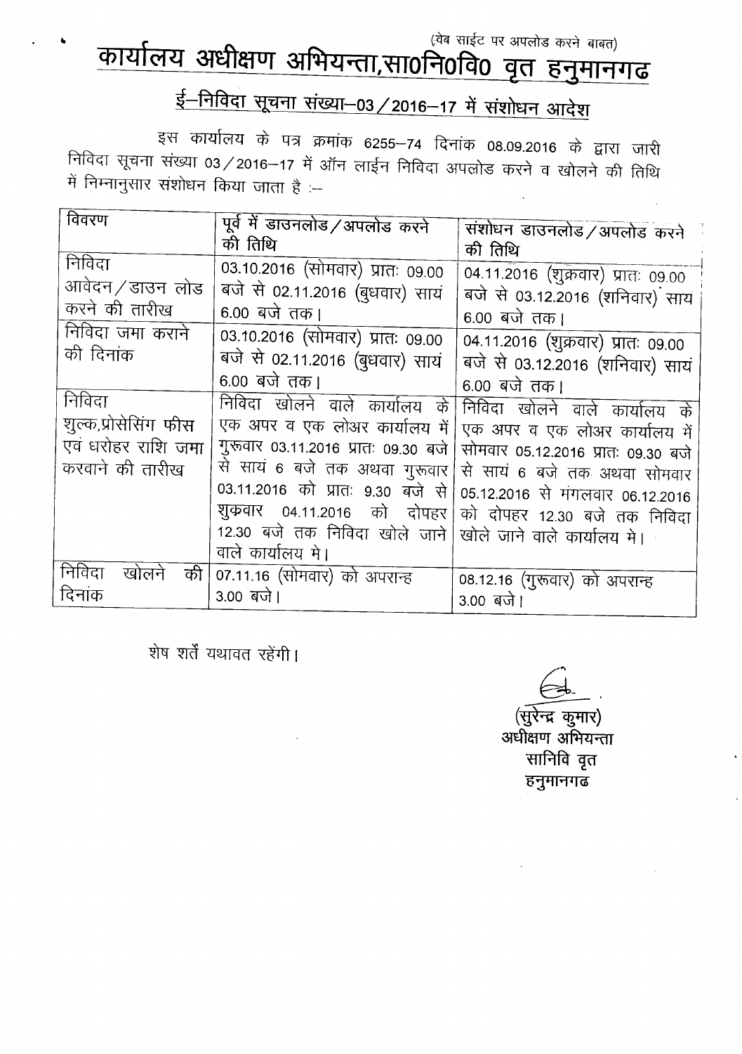(वेब साईट पर अपलोड करने बाबत)

# कार्यालय अधीक्षण अभियन्ता,सा0नि0वि0 वृत हनुमानगढ

## ई–निविदा सूचना संख्या–03/2016–17 में संशोधन आदेश

इस कार्यालय के पत्र क्रमांक 6255–74 दिनांक 08.09.2016 के द्वारा जारी निविदा सूचना संख्या 03/2016–17 में ऑन लाईन निविदा अपलोड करने व खोलने की तिथि में निम्नानुसार संशोधन किया जाता है :–

| विवरण | पूर्व में डाउनलोड/अपलोड करने की तिथि | संशोधन डाउनलोड/अपलोड करने की तिथि |
|---|---|---|
| निविदा आवेदन/डाउन लोड करने की तारीख | 03.10.2016 (सोमवार) प्रातः 09.00 बजे से 02.11.2016 (बुधवार) सायं 6.00 बजे तक। | 04.11.2016 (शुक्रवार) प्रातः 09.00 बजे से 03.12.2016 (शनिवार) सायं 6.00 बजे तक। |
| निविदा जमा कराने की दिनांक | 03.10.2016 (सोमवार) प्रातः 09.00 बजे से 02.11.2016 (बुधवार) सायं 6.00 बजे तक। | 04.11.2016 (शुक्रवार) प्रातः 09.00 बजे से 03.12.2016 (शनिवार) सायं 6.00 बजे तक। |
| निविदा शुल्क,प्रोसेसिंग फीस एवं धरोहर राशि जमा करवाने की तारीख | निविदा खोलने वाले कार्यालय के एक अपर व एक लोअर कार्यालय में गुरूवार 03.11.2016 प्रातः 09.30 बजे से सायं 6 बजे तक अथवा गुरूवार 03.11.2016 को प्रातः 9.30 बजे से शुक्रवार 04.11.2016 को दोपहर 12.30 बजे तक निविदा खोले जाने वाले कार्यालय मे। | निविदा खोलने वाले कार्यालय के एक अपर व एक लोअर कार्यालय में सोमवार 05.12.2016 प्रातः 09.30 बजे से सायं 6 बजे तक अथवा सोमवार 05.12.2016 से मंगलवार 06.12.2016 को दोपहर 12.30 बजे तक निविदा खोले जाने वाले कार्यालय मे। |
| निविदा खोलने की दिनांक | 07.11.16 (सोमवार) को अपरान्ह 3.00 बजे। | 08.12.16 (गुरूवार) को अपरान्ह 3.00 बजे। |

शेष शर्तें यथावत रहेंगी।

(सुरेन्द्र कुमार)
अधीक्षण अभियन्ता
सानिवि वृत
हनुमानगढ